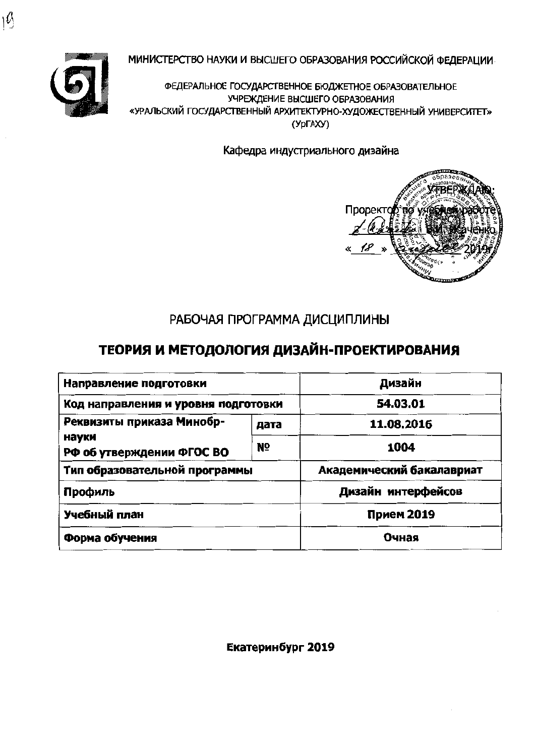МИНИСТЕРСТВО НАУКИ И ВЫСШЕГО ОБРАЗОВАНИЯ РОССИЙСКОЙ ФЕДЕРАЦИИ

ФЕДЕРАЛЬНОЕ ГОСУДАРСТВЕННОЕ БЮДЖЕТНОЕ ОБРАЗОВАТЕЛЬНОЕ УЧРЕЖДЕНИЕ ВЫСШЕГО ОБРАЗОВАНИЯ
«УРАЛЬСКИЙ ГОСУДАРСТВЕННЫЙ АРХИТЕКТУРНО-ХУДОЖЕСТВЕННЫЙ УНИВЕРСИТЕТ»
(УрГАХУ)

Кафедра индустриального дизайна

УТВЕРЖДАЮ:
Проректор по учебной работе
_________ В.И. Исаченко
« 18 » _________ 2019

# РАБОЧАЯ ПРОГРАММА ДИСЦИПЛИНЫ

# ТЕОРИЯ И МЕТОДОЛОГИЯ ДИЗАЙН-ПРОЕКТИРОВАНИЯ

| | | |
|---|---|---|
| **Направление подготовки** | | **Дизайн** |
| **Код направления и уровня подготовки** | | **54.03.01** |
| **Реквизиты приказа Минобрнауки РФ об утверждении ФГОС ВО** | **дата** | **11.08.2016** |
| | **№** | **1004** |
| **Тип образовательной программы** | | **Академический бакалавриат** |
| **Профиль** | | **Дизайн интерфейсов** |
| **Учебный план** | | **Прием 2019** |
| **Форма обучения** | | **Очная** |

**Екатеринбург 2019**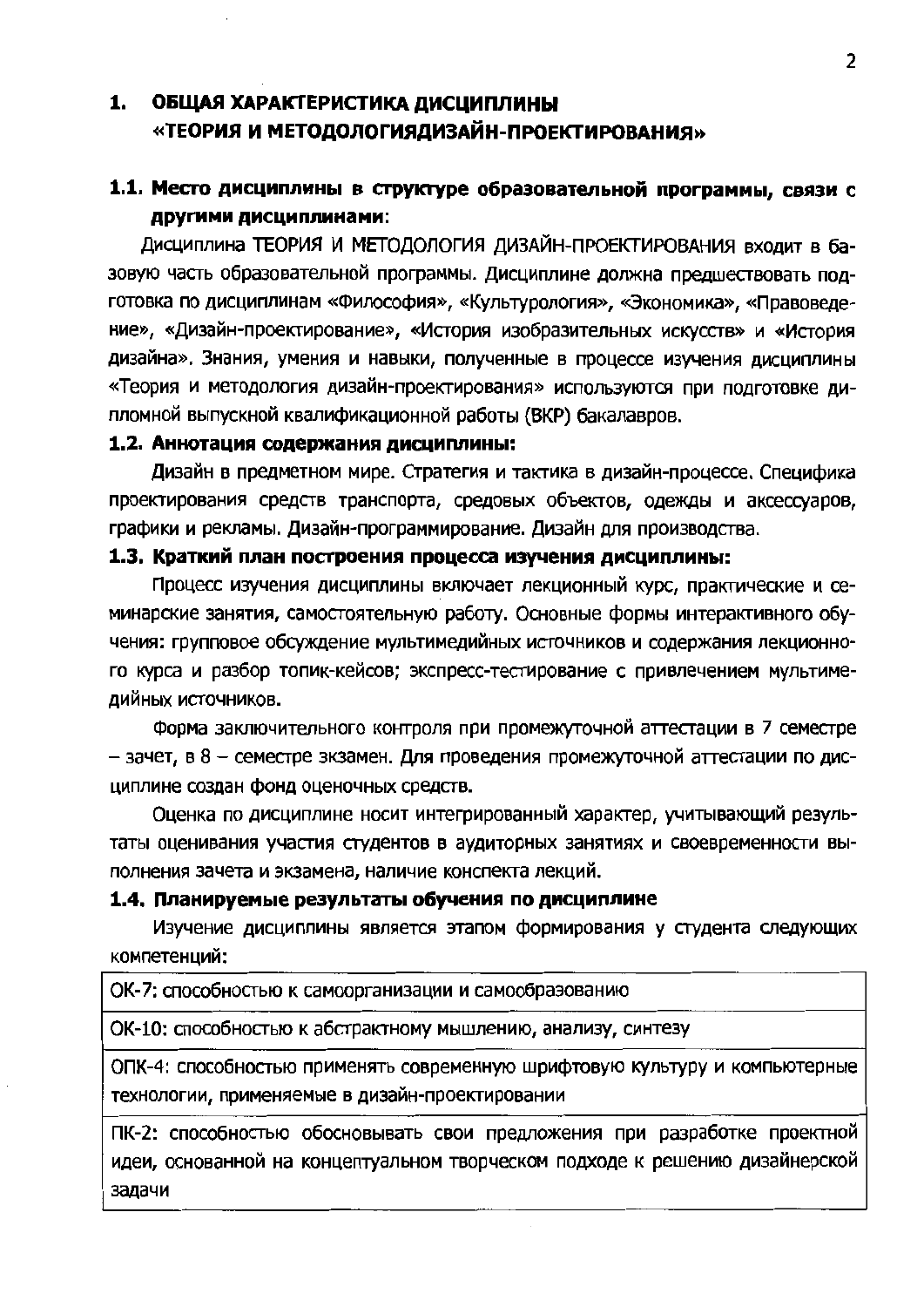# 1. ОБЩАЯ ХАРАКТЕРИСТИКА ДИСЦИПЛИНЫ «ТЕОРИЯ И МЕТОДОЛОГИЯДИЗАЙН-ПРОЕКТИРОВАНИЯ»

## 1.1. Место дисциплины в структуре образовательной программы, связи с другими дисциплинами:

Дисциплина ТЕОРИЯ И МЕТОДОЛОГИЯ ДИЗАЙН-ПРОЕКТИРОВАНИЯ входит в базовую часть образовательной программы. Дисциплине должна предшествовать подготовка по дисциплинам «Философия», «Культурология», «Экономика», «Правоведение», «Дизайн-проектирование», «История изобразительных искусств» и «История дизайна». Знания, умения и навыки, полученные в процессе изучения дисциплины «Теория и методология дизайн-проектирования» используются при подготовке дипломной выпускной квалификационной работы (ВКР) бакалавров.

## 1.2. Аннотация содержания дисциплины:

Дизайн в предметном мире. Стратегия и тактика в дизайн-процессе. Специфика проектирования средств транспорта, средовых объектов, одежды и аксессуаров, графики и рекламы. Дизайн-программирование. Дизайн для производства.

## 1.3. Краткий план построения процесса изучения дисциплины:

Процесс изучения дисциплины включает лекционный курс, практические и семинарские занятия, самостоятельную работу. Основные формы интерактивного обучения: групповое обсуждение мультимедийных источников и содержания лекционного курса и разбор топик-кейсов; экспресс-тестирование с привлечением мультимедийных источников.

Форма заключительного контроля при промежуточной аттестации в 7 семестре – зачет, в 8 – семестре экзамен. Для проведения промежуточной аттестации по дисциплине создан фонд оценочных средств.

Оценка по дисциплине носит интегрированный характер, учитывающий результаты оценивания участия студентов в аудиторных занятиях и своевременности выполнения зачета и экзамена, наличие конспекта лекций.

## 1.4. Планируемые результаты обучения по дисциплине

Изучение дисциплины является этапом формирования у студента следующих компетенций:

| |
|---|
| ОК-7: способностью к самоорганизации и самообразованию |
| ОК-10: способностью к абстрактному мышлению, анализу, синтезу |
| ОПК-4: способностью применять современную шрифтовую культуру и компьютерные технологии, применяемые в дизайн-проектировании |
| ПК-2: способностью обосновывать свои предложения при разработке проектной идеи, основанной на концептуальном творческом подходе к решению дизайнерской задачи |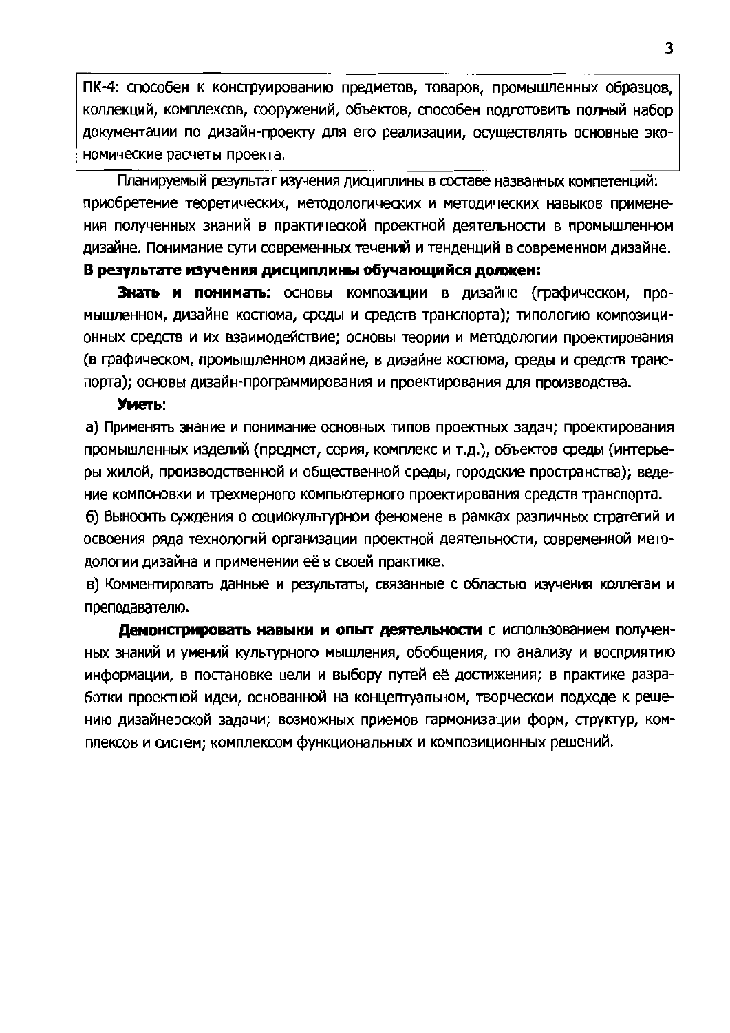| ПК-4: способен к конструированию предметов, товаров, промышленных образцов, коллекций, комплексов, сооружений, объектов, способен подготовить полный набор документации по дизайн-проекту для его реализации, осуществлять основные экономические расчеты проекта. |
|---|

Планируемый результат изучения дисциплины в составе названных компетенций: приобретение теоретических, методологических и методических навыков применения полученных знаний в практической проектной деятельности в промышленном дизайне. Понимание сути современных течений и тенденций в современном дизайне.

**В результате изучения дисциплины обучающийся должен:**

**Знать и понимать:** основы композиции в дизайне (графическом, промышленном, дизайне костюма, среды и средств транспорта); типологию композиционных средств и их взаимодействие; основы теории и методологии проектирования (в графическом, промышленном дизайне, в дизайне костюма, среды и средств транспорта); основы дизайн-программирования и проектирования для производства.

**Уметь**:

а) Применять знание и понимание основных типов проектных задач; проектирования промышленных изделий (предмет, серия, комплекс и т.д.), объектов среды (интерьеры жилой, производственной и общественной среды, городские пространства); ведение компоновки и трехмерного компьютерного проектирования средств транспорта.

б) Выносить суждения о социокультурном феномене в рамках различных стратегий и освоения ряда технологий организации проектной деятельности, современной методологии дизайна и применении её в своей практике.

в) Комментировать данные и результаты, связанные с областью изучения коллегам и преподавателю.

**Демонстрировать навыки и опыт деятельности** с использованием полученных знаний и умений культурного мышления, обобщения, по анализу и восприятию информации, в постановке цели и выбору путей её достижения; в практике разработки проектной идеи, основанной на концептуальном, творческом подходе к решению дизайнерской задачи; возможных приемов гармонизации форм, структур, комплексов и систем; комплексом функциональных и композиционных решений.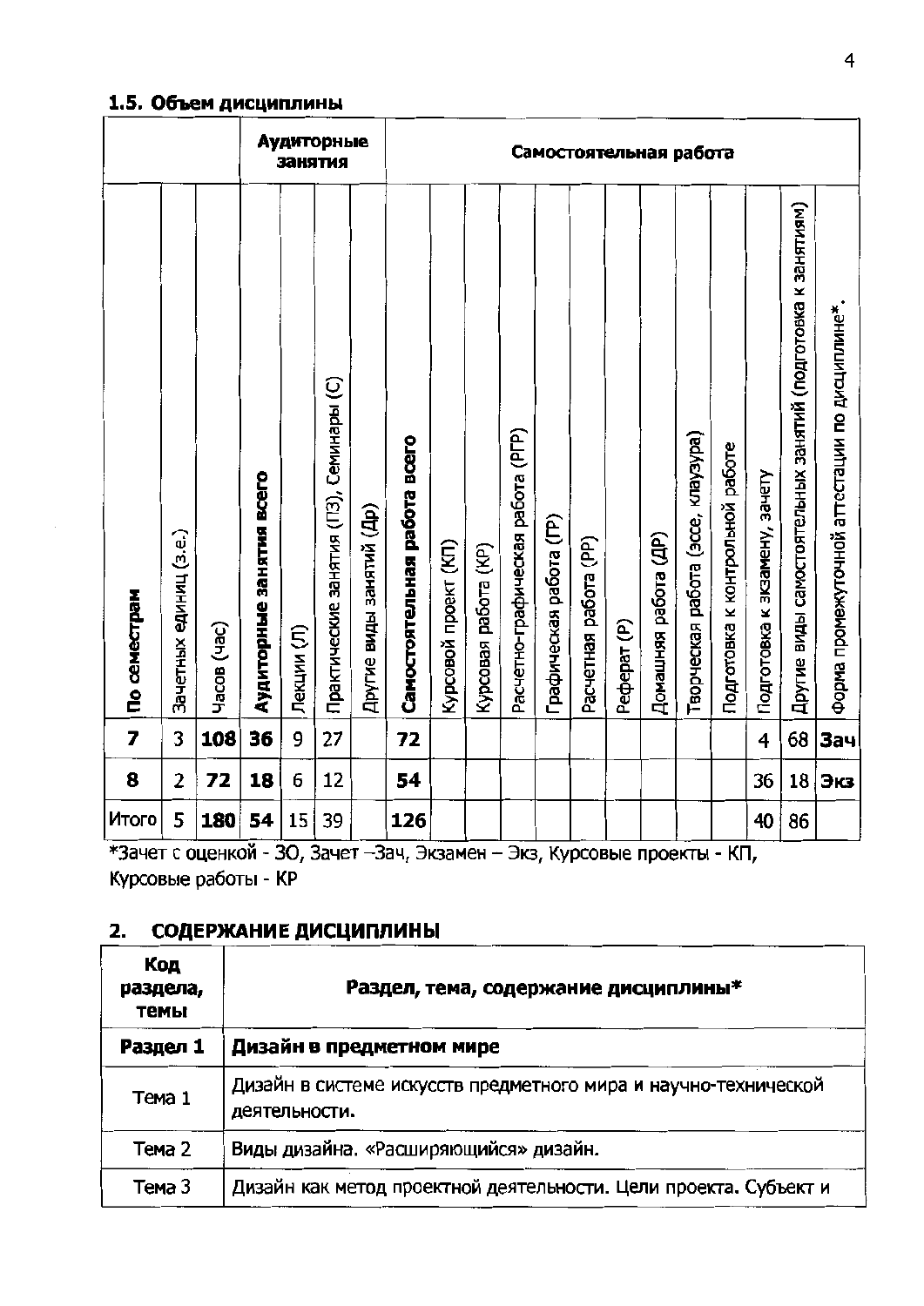### 1.5. Объем дисциплины

| | | | Аудиторные занятия | | | | Самостоятельная работа | | | | | | | | | | | | | |
|---|---|---|---|---|---|---|---|---|---|---|---|---|---|---|---|---|---|---|---|---|
| По семестрам | Зачетных единиц (з.е.) | Часов (час) | Аудиторные занятия всего | Лекции (Л) | Практические занятия (ПЗ), Семинары (С) | Другие виды занятий (Др) | Самостоятельная работа всего | Курсовой проект (КП) | Курсовая работа (КР) | Расчетно-графическая работа (РГР) | Графическая работа (ГР) | Расчетная работа (РР) | Реферат (Р) | Домашняя работа (ДР) | Творческая работа (эссе, клаузура) | Подготовка к контрольной работе | Подготовка к экзамену, зачету | Другие виды самостоятельных занятий (подготовка к занятиям) | Форма промежуточной аттестации по дисциплине* |
| **7** | 3 | **108** | **36** | 9 | 27 | | **72** | | | | | | | | | | 4 | 68 | **Зач** |
| **8** | 2 | **72** | **18** | 6 | 12 | | **54** | | | | | | | | | | 36 | 18 | **Экз** |
| Итого | 5 | **180** | **54** | 15 | 39 | | **126** | | | | | | | | | | 40 | 86 | |

*Зачет с оценкой - ЗО, Зачет –Зач, Экзамен – Экз, Курсовые проекты - КП, Курсовые работы - КР

## 2. СОДЕРЖАНИЕ ДИСЦИПЛИНЫ

| Код раздела, темы | Раздел, тема, содержание дисциплины* |
|---|---|
| **Раздел 1** | **Дизайн в предметном мире** |
| Тема 1 | Дизайн в системе искусств предметного мира и научно-технической деятельности. |
| Тема 2 | Виды дизайна. «Расширяющийся» дизайн. |
| Тема 3 | Дизайн как метод проектной деятельности. Цели проекта. Субъект и |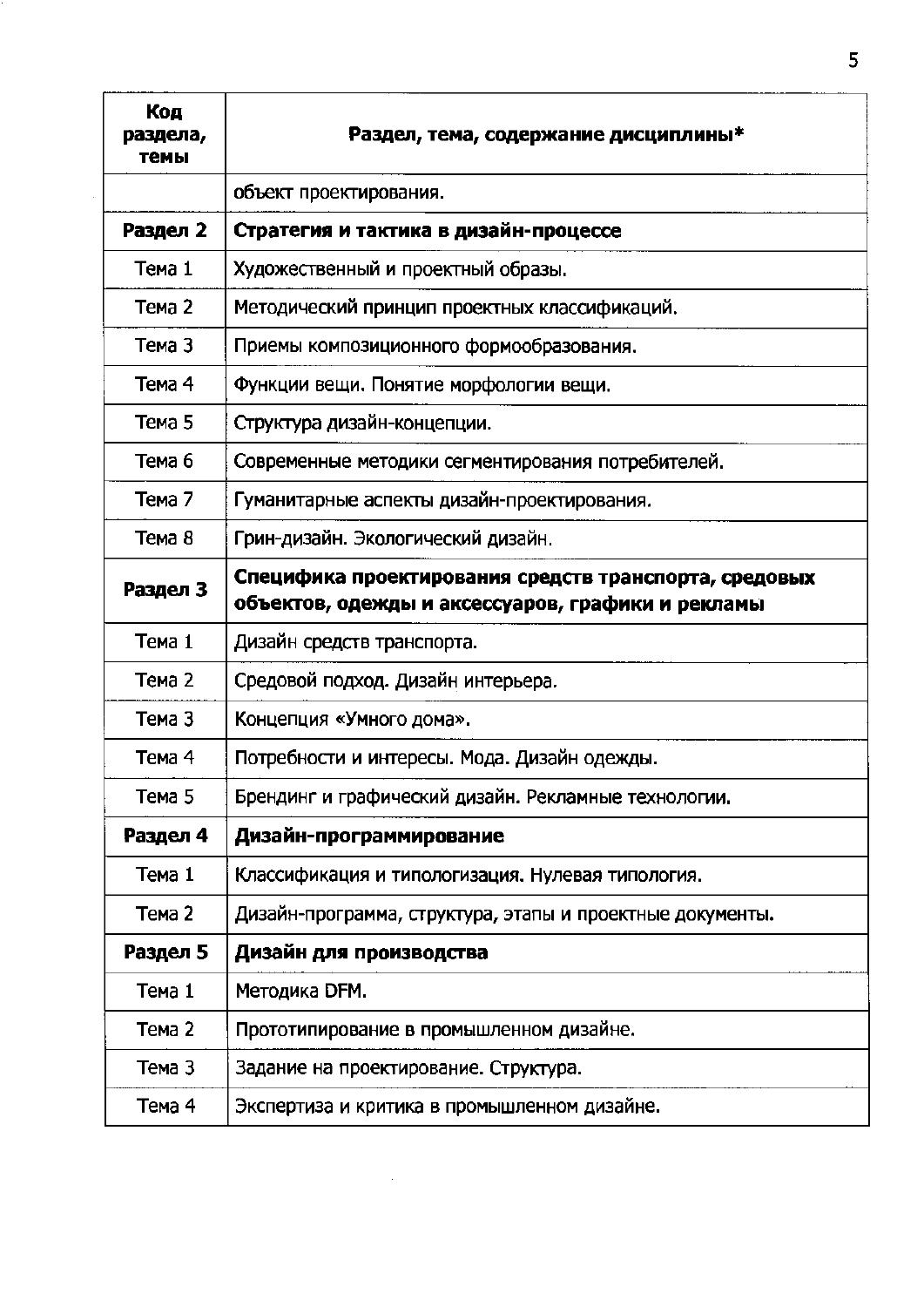| Код раздела, темы | Раздел, тема, содержание дисциплины* |
|---|---|
| | объект проектирования. |
| **Раздел 2** | **Стратегия и тактика в дизайн-процессе** |
| Тема 1 | Художественный и проектный образы. |
| Тема 2 | Методический принцип проектных классификаций. |
| Тема 3 | Приемы композиционного формообразования. |
| Тема 4 | Функции вещи. Понятие морфологии вещи. |
| Тема 5 | Структура дизайн-концепции. |
| Тема 6 | Современные методики сегментирования потребителей. |
| Тема 7 | Гуманитарные аспекты дизайн-проектирования. |
| Тема 8 | Грин-дизайн. Экологический дизайн. |
| **Раздел 3** | **Специфика проектирования средств транспорта, средовых объектов, одежды и аксессуаров, графики и рекламы** |
| Тема 1 | Дизайн средств транспорта. |
| Тема 2 | Средовой подход. Дизайн интерьера. |
| Тема 3 | Концепция «Умного дома». |
| Тема 4 | Потребности и интересы. Мода. Дизайн одежды. |
| Тема 5 | Брендинг и графический дизайн. Рекламные технологии. |
| **Раздел 4** | **Дизайн-программирование** |
| Тема 1 | Классификация и типологизация. Нулевая типология. |
| Тема 2 | Дизайн-программа, структура, этапы и проектные документы. |
| **Раздел 5** | **Дизайн для производства** |
| Тема 1 | Методика DFM. |
| Тема 2 | Прототипирование в промышленном дизайне. |
| Тема 3 | Задание на проектирование. Структура. |
| Тема 4 | Экспертиза и критика в промышленном дизайне. |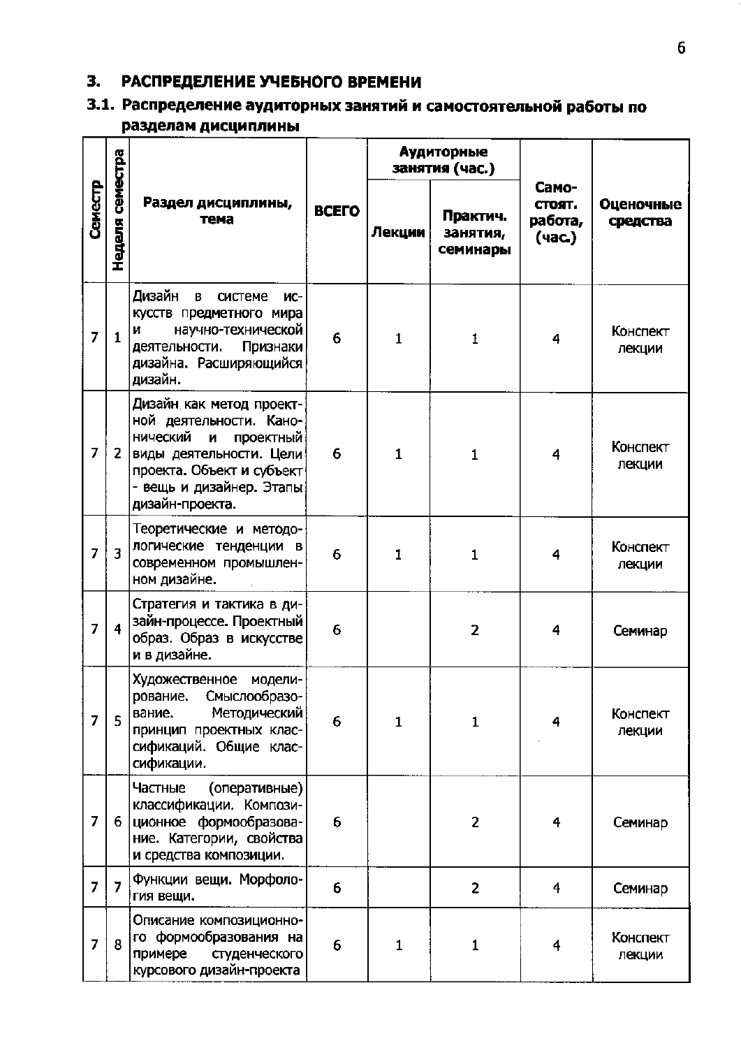## 3. РАСПРЕДЕЛЕНИЕ УЧЕБНОГО ВРЕМЕНИ

### 3.1. Распределение аудиторных занятий и самостоятельной работы по разделам дисциплины

| Семестр | Неделя семестра | Раздел дисциплины, тема | ВСЕГО | Аудиторные занятия (час.) | | Самостоят. работа, (час.) | Оценочные средства |
|---|---|---|---|---|---|---|---|
| | | | | Лекции | Практич. занятия, семинары | | |
| 7 | 1 | Дизайн в системе искусств предметного мира и научно-технической деятельности. Признаки дизайна. Расширяющийся дизайн. | 6 | 1 | 1 | 4 | Конспект лекции |
| 7 | 2 | Дизайн как метод проектной деятельности. Канонический и проектный виды деятельности. Цели проекта. Объект и субъект - вещь и дизайнер. Этапы дизайн-проекта. | 6 | 1 | 1 | 4 | Конспект лекции |
| 7 | 3 | Теоретические и методологические тенденции в современном промышленном дизайне. | 6 | 1 | 1 | 4 | Конспект лекции |
| 7 | 4 | Стратегия и тактика в дизайн-процессе. Проектный образ. Образ в искусстве и в дизайне. | 6 | | 2 | 4 | Семинар |
| 7 | 5 | Художественное моделирование. Смыслообразование. Методический принцип проектных классификаций. Общие классификации. | 6 | 1 | 1 | 4 | Конспект лекции |
| 7 | 6 | Частные (оперативные) классификации. Композиционное формообразование. Категории, свойства и средства композиции. | 6 | | 2 | 4 | Семинар |
| 7 | 7 | Функции вещи. Морфология вещи. | 6 | | 2 | 4 | Семинар |
| 7 | 8 | Описание композиционного формообразования на примере студенческого курсового дизайн-проекта | 6 | 1 | 1 | 4 | Конспект лекции |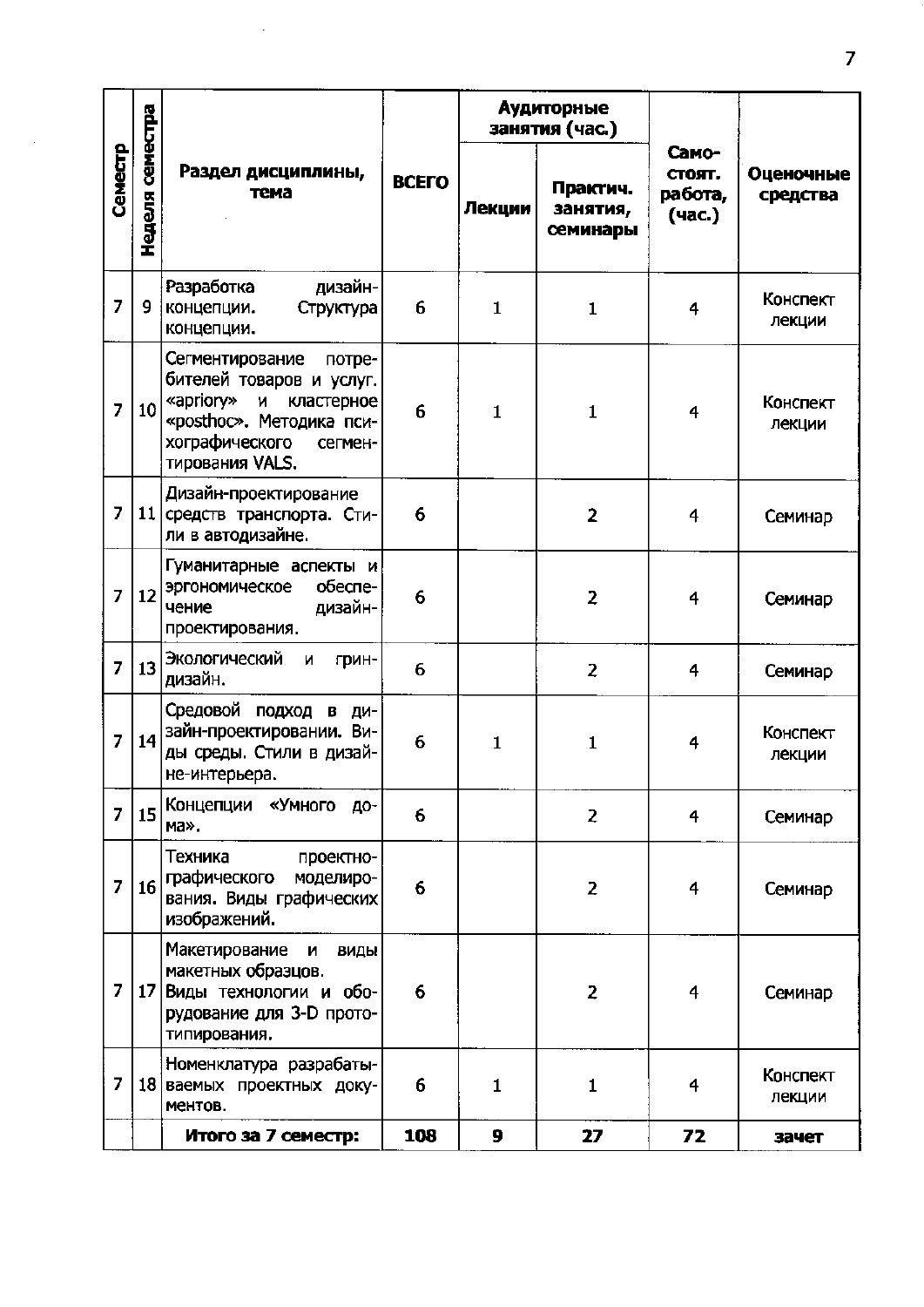| Семестр | Неделя семестра | Раздел дисциплины, тема | ВСЕГО | Аудиторные занятия (час.) | | Самостоят. работа, (час.) | Оценочные средства |
|---|---|---|---|---|---|---|---|
| | | | | Лекции | Практич. занятия, семинары | | |
| 7 | 9 | Разработка дизайн-концепции. Структура концепции. | 6 | 1 | 1 | 4 | Конспект лекции |
| 7 | 10 | Сегментирование потребителей товаров и услуг. «apriory» и кластерное «posthoc». Методика психографического сегментирования VALS. | 6 | 1 | 1 | 4 | Конспект лекции |
| 7 | 11 | Дизайн-проектирование средств транспорта. Стили в автодизайне. | 6 | | 2 | 4 | Семинар |
| 7 | 12 | Гуманитарные аспекты и эргономическое обеспечение дизайн-проектирования. | 6 | | 2 | 4 | Семинар |
| 7 | 13 | Экологический и грин-дизайн. | 6 | | 2 | 4 | Семинар |
| 7 | 14 | Средовой подход в дизайн-проектировании. Виды среды. Стили в дизайне-интерьера. | 6 | 1 | 1 | 4 | Конспект лекции |
| 7 | 15 | Концепции «Умного дома». | 6 | | 2 | 4 | Семинар |
| 7 | 16 | Техника проектно-графического моделирования. Виды графических изображений. | 6 | | 2 | 4 | Семинар |
| 7 | 17 | Макетирование и виды макетных образцов. Виды технологии и оборудование для 3-D прототипирования. | 6 | | 2 | 4 | Семинар |
| 7 | 18 | Номенклатура разрабатываемых проектных документов. | 6 | 1 | 1 | 4 | Конспект лекции |
| | | **Итого за 7 семестр:** | **108** | **9** | **27** | **72** | **зачет** |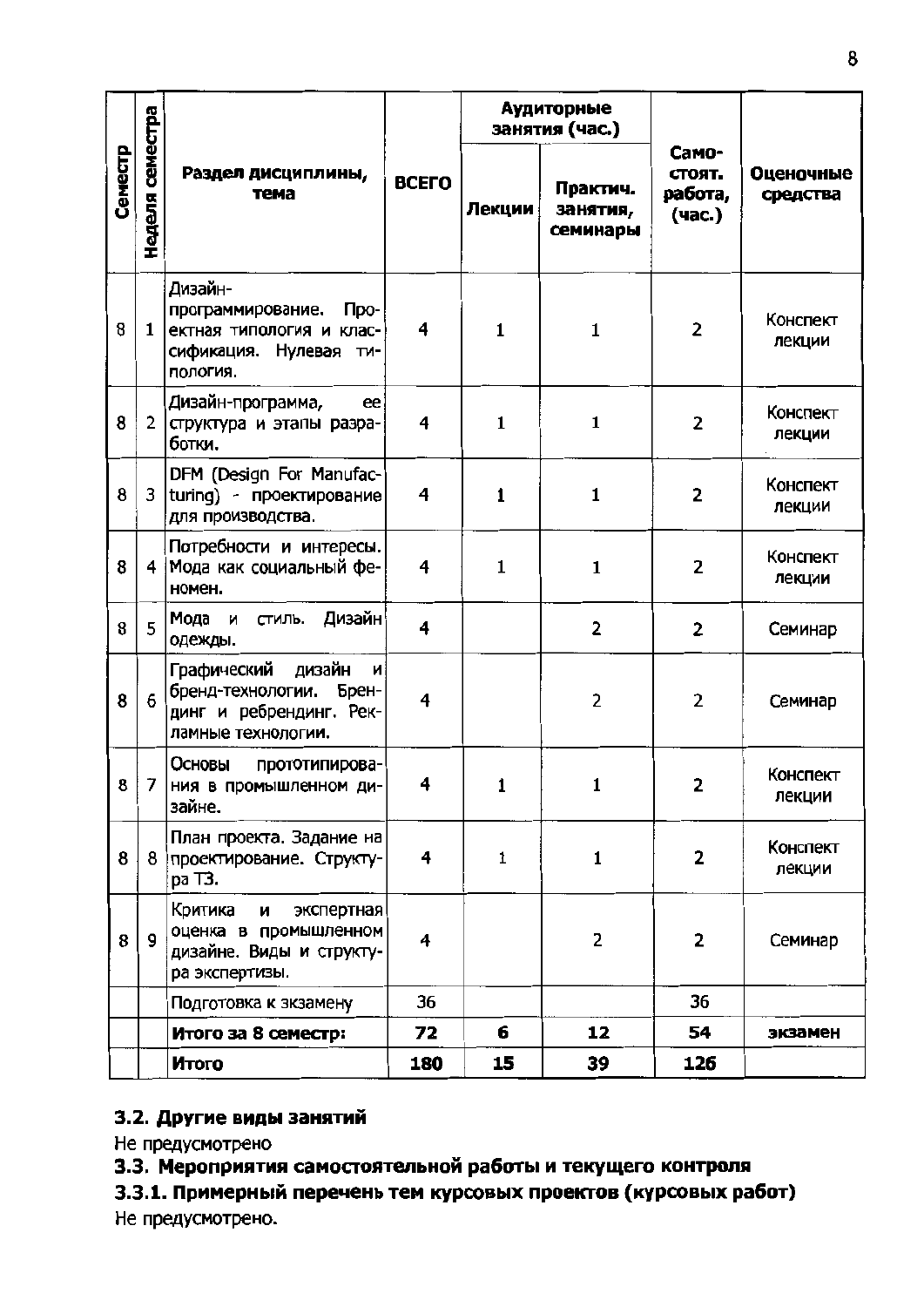| Семестр | Неделя семестра | Раздел дисциплины, тема | ВСЕГО | Аудиторные занятия (час.) | | Самостоят. работа, (час.) | Оценочные средства |
|---|---|---|---|---|---|---|---|
| | | | | Лекции | Практич. занятия, семинары | | |
| 8 | 1 | Дизайн-программирование. Проектная типология и классификация. Нулевая типология. | 4 | 1 | 1 | 2 | Конспект лекции |
| 8 | 2 | Дизайн-программа, ее структура и этапы разработки. | 4 | 1 | 1 | 2 | Конспект лекции |
| 8 | 3 | DFM (Design For Manufacturing) - проектирование для производства. | 4 | 1 | 1 | 2 | Конспект лекции |
| 8 | 4 | Потребности и интересы. Мода как социальный феномен. | 4 | 1 | 1 | 2 | Конспект лекции |
| 8 | 5 | Мода и стиль. Дизайн одежды. | 4 | | 2 | 2 | Семинар |
| 8 | 6 | Графический дизайн и бренд-технологии. Брендинг и ребрендинг. Рекламные технологии. | 4 | | 2 | 2 | Семинар |
| 8 | 7 | Основы прототипирования в промышленном дизайне. | 4 | 1 | 1 | 2 | Конспект лекции |
| 8 | 8 | План проекта. Задание на проектирование. Структура ТЗ. | 4 | 1 | 1 | 2 | Конспект лекции |
| 8 | 9 | Критика и экспертная оценка в промышленном дизайне. Виды и структура экспертизы. | 4 | | 2 | 2 | Семинар |
| | | Подготовка к экзамену | 36 | | | 36 | |
| | | **Итого за 8 семестр:** | **72** | **6** | **12** | **54** | **экзамен** |
| | | **Итого** | **180** | **15** | **39** | **126** | |

### 3.2. Другие виды занятий

Не предусмотрено

### 3.3. Мероприятия самостоятельной работы и текущего контроля

#### 3.3.1. Примерный перечень тем курсовых проектов (курсовых работ)

Не предусмотрено.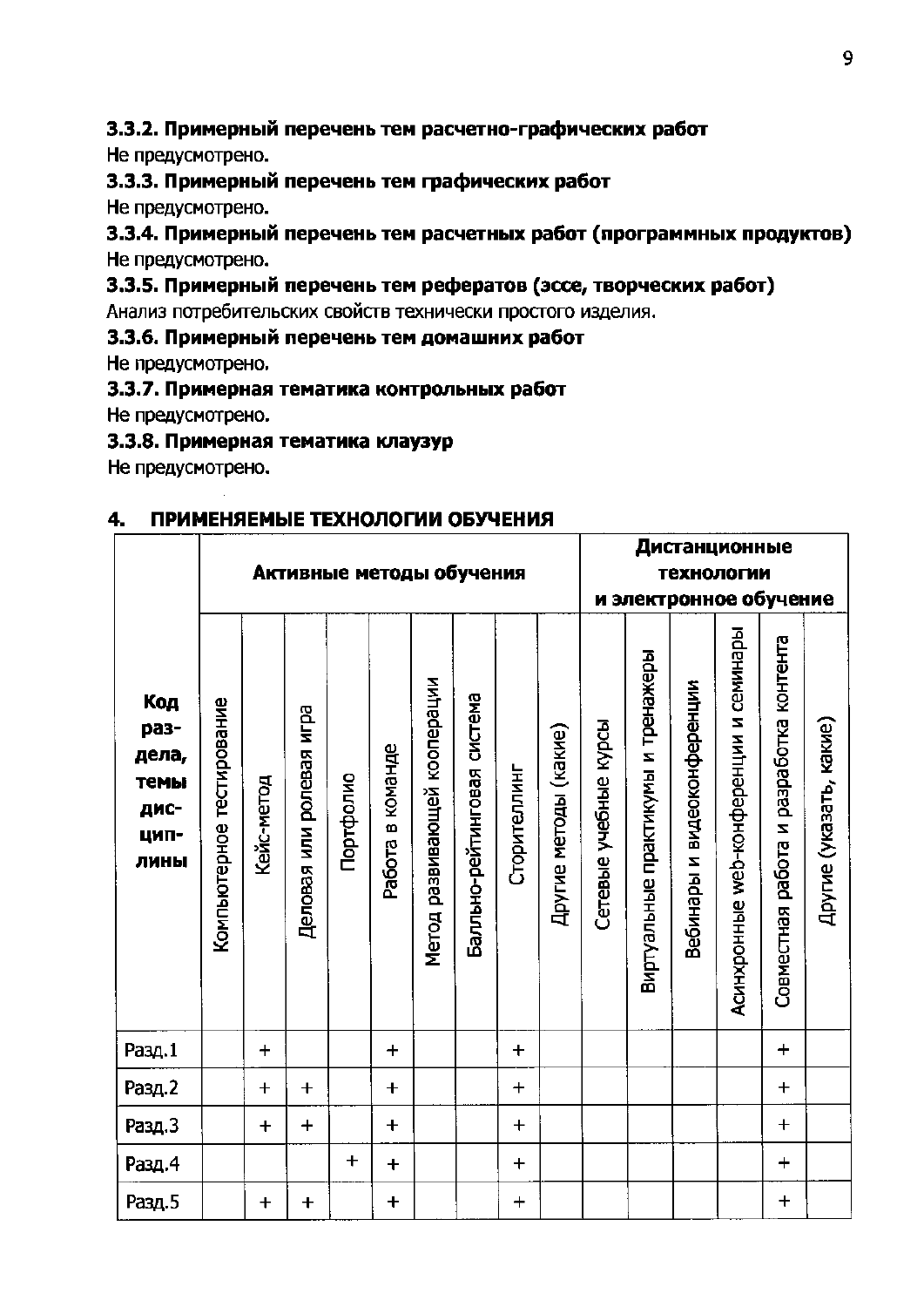### 3.3.2. Примерный перечень тем расчетно-графических работ

Не предусмотрено.

### 3.3.3. Примерный перечень тем графических работ

Не предусмотрено.

### 3.3.4. Примерный перечень тем расчетных работ (программных продуктов)

Не предусмотрено.

### 3.3.5. Примерный перечень тем рефератов (эссе, творческих работ)

Анализ потребительских свойств технически простого изделия.

### 3.3.6. Примерный перечень тем домашних работ

Не предусмотрено.

### 3.3.7. Примерная тематика контрольных работ

Не предусмотрено.

### 3.3.8. Примерная тематика клаузур

Не предусмотрено.

## 4. ПРИМЕНЯЕМЫЕ ТЕХНОЛОГИИ ОБУЧЕНИЯ

| Код раздела, темы дисциплины | Активные методы обучения | | | | | | | | | Дистанционные технологии и электронное обучение | | | | | |
|---|---|---|---|---|---|---|---|---|---|---|---|---|---|---|---|
| | Компьютерное тестирование | Кейс-метод | Деловая или ролевая игра | Портфолио | Работа в команде | Метод развивающей кооперации | Балльно-рейтинговая система | Сторителлинг | Другие методы (какие) | Сетевые учебные курсы | Виртуальные практикумы и тренажеры | Вебинары и видеоконференции | Асинхронные web-конференции и семинары | Совместная работа и разработка контента | Другие (указать, какие) |
| Разд.1 | | + | | | + | | | + | | | | | | + | |
| Разд.2 | | + | + | | + | | | + | | | | | | + | |
| Разд.3 | | + | + | | + | | | + | | | | | | + | |
| Разд.4 | | | | + | + | | | + | | | | | | + | |
| Разд.5 | | + | + | | + | | | + | | | | | | + | |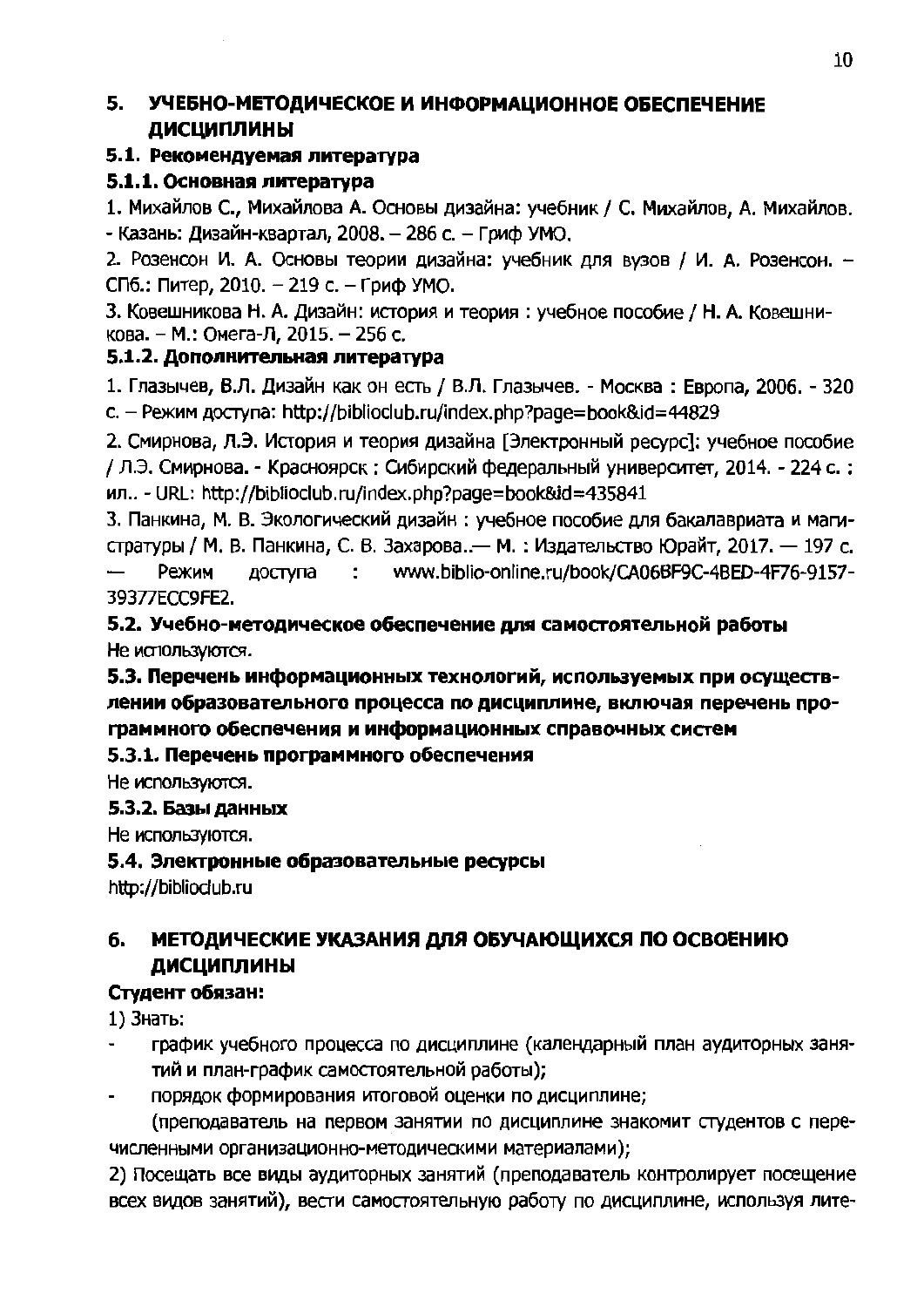## 5. УЧЕБНО-МЕТОДИЧЕСКОЕ И ИНФОРМАЦИОННОЕ ОБЕСПЕЧЕНИЕ ДИСЦИПЛИНЫ

### 5.1. Рекомендуемая литература

#### 5.1.1. Основная литература

1. Михайлов С., Михайлова А. Основы дизайна: учебник / С. Михайлов, А. Михайлов. - Казань: Дизайн-квартал, 2008. – 286 с. – Гриф УМО.
2. Розенсон И. А. Основы теории дизайна: учебник для вузов / И. А. Розенсон. – СПб.: Питер, 2010. – 219 с. – Гриф УМО.
3. Ковешникова Н. А. Дизайн: история и теория : учебное пособие / Н. А. Ковешникова. – М.: Омега-Л, 2015. – 256 с.

#### 5.1.2. Дополнительная литература

1. Глазычев, В.Л. Дизайн как он есть / В.Л. Глазычев. - Москва : Европа, 2006. - 320 с. – Режим доступа: http://biblioclub.ru/index.php?page=book&id=44829
2. Смирнова, Л.Э. История и теория дизайна [Электронный ресурс]: учебное пособие / Л.Э. Смирнова. - Красноярск : Сибирский федеральный университет, 2014. - 224 с. : ил.. - URL: http://biblioclub.ru/index.php?page=book&id=435841
3. Панкина, М. В. Экологический дизайн : учебное пособие для бакалавриата и магистратуры / М. В. Панкина, С. В. Захарова..— М. : Издательство Юрайт, 2017. — 197 с. — Режим доступа : www.biblio-online.ru/book/CA06BF9C-4BED-4F76-9157-39377ECC9FE2.

### 5.2. Учебно-методическое обеспечение для самостоятельной работы

Не используются.

### 5.3. Перечень информационных технологий, используемых при осуществлении образовательного процесса по дисциплине, включая перечень программного обеспечения и информационных справочных систем

#### 5.3.1. Перечень программного обеспечения

Не используются.

#### 5.3.2. Базы данных

Не используются.

### 5.4. Электронные образовательные ресурсы

http://biblioclub.ru

## 6. МЕТОДИЧЕСКИЕ УКАЗАНИЯ ДЛЯ ОБУЧАЮЩИХСЯ ПО ОСВОЕНИЮ ДИСЦИПЛИНЫ

**Студент обязан:**

1) Знать:

- график учебного процесса по дисциплине (календарный план аудиторных занятий и план-график самостоятельной работы);
- порядок формирования итоговой оценки по дисциплине;

(преподаватель на первом занятии по дисциплине знакомит студентов с перечисленными организационно-методическими материалами);

2) Посещать все виды аудиторных занятий (преподаватель контролирует посещение всех видов занятий), вести самостоятельную работу по дисциплине, используя лите-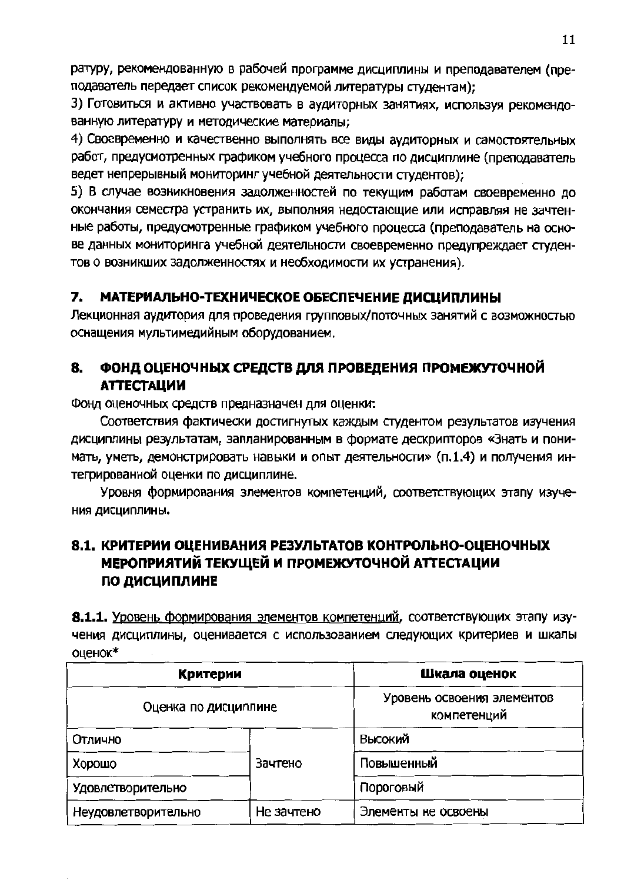ратуру, рекомендованную в рабочей программе дисциплины и преподавателем (преподаватель передает список рекомендуемой литературы студентам);

3) Готовиться и активно участвовать в аудиторных занятиях, используя рекомендованную литературу и методические материалы;

4) Своевременно и качественно выполнять все виды аудиторных и самостоятельных работ, предусмотренных графиком учебного процесса по дисциплине (преподаватель ведет непрерывный мониторинг учебной деятельности студентов);

5) В случае возникновения задолженностей по текущим работам своевременно до окончания семестра устранить их, выполняя недостающие или исправляя не зачтенные работы, предусмотренные графиком учебного процесса (преподаватель на основе данных мониторинга учебной деятельности своевременно предупреждает студентов о возникших задолженностях и необходимости их устранения).

## 7. МАТЕРИАЛЬНО-ТЕХНИЧЕСКОЕ ОБЕСПЕЧЕНИЕ ДИСЦИПЛИНЫ

Лекционная аудитория для проведения групповых/поточных занятий с возможностью оснащения мультимедийным оборудованием.

## 8. ФОНД ОЦЕНОЧНЫХ СРЕДСТВ ДЛЯ ПРОВЕДЕНИЯ ПРОМЕЖУТОЧНОЙ АТТЕСТАЦИИ

Фонд оценочных средств предназначен для оценки:

Соответствия фактически достигнутых каждым студентом результатов изучения дисциплины результатам, запланированным в формате дескрипторов «Знать и понимать, уметь, демонстрировать навыки и опыт деятельности» (п.1.4) и получения интегрированной оценки по дисциплине.

Уровня формирования элементов компетенций, соответствующих этапу изучения дисциплины.

## 8.1. КРИТЕРИИ ОЦЕНИВАНИЯ РЕЗУЛЬТАТОВ КОНТРОЛЬНО-ОЦЕНОЧНЫХ МЕРОПРИЯТИЙ ТЕКУЩЕЙ И ПРОМЕЖУТОЧНОЙ АТТЕСТАЦИИ ПО ДИСЦИПЛИНЕ

**8.1.1.** Уровень формирования элементов компетенций, соответствующих этапу изучения дисциплины, оценивается с использованием следующих критериев и шкалы оценок*

| Критерии | | Шкала оценок |
|---|---|---|
| Оценка по дисциплине | | Уровень освоения элементов компетенций |
| Отлично | Зачтено | Высокий |
| Хорошо | | Повышенный |
| Удовлетворительно | | Пороговый |
| Неудовлетворительно | Не зачтено | Элементы не освоены |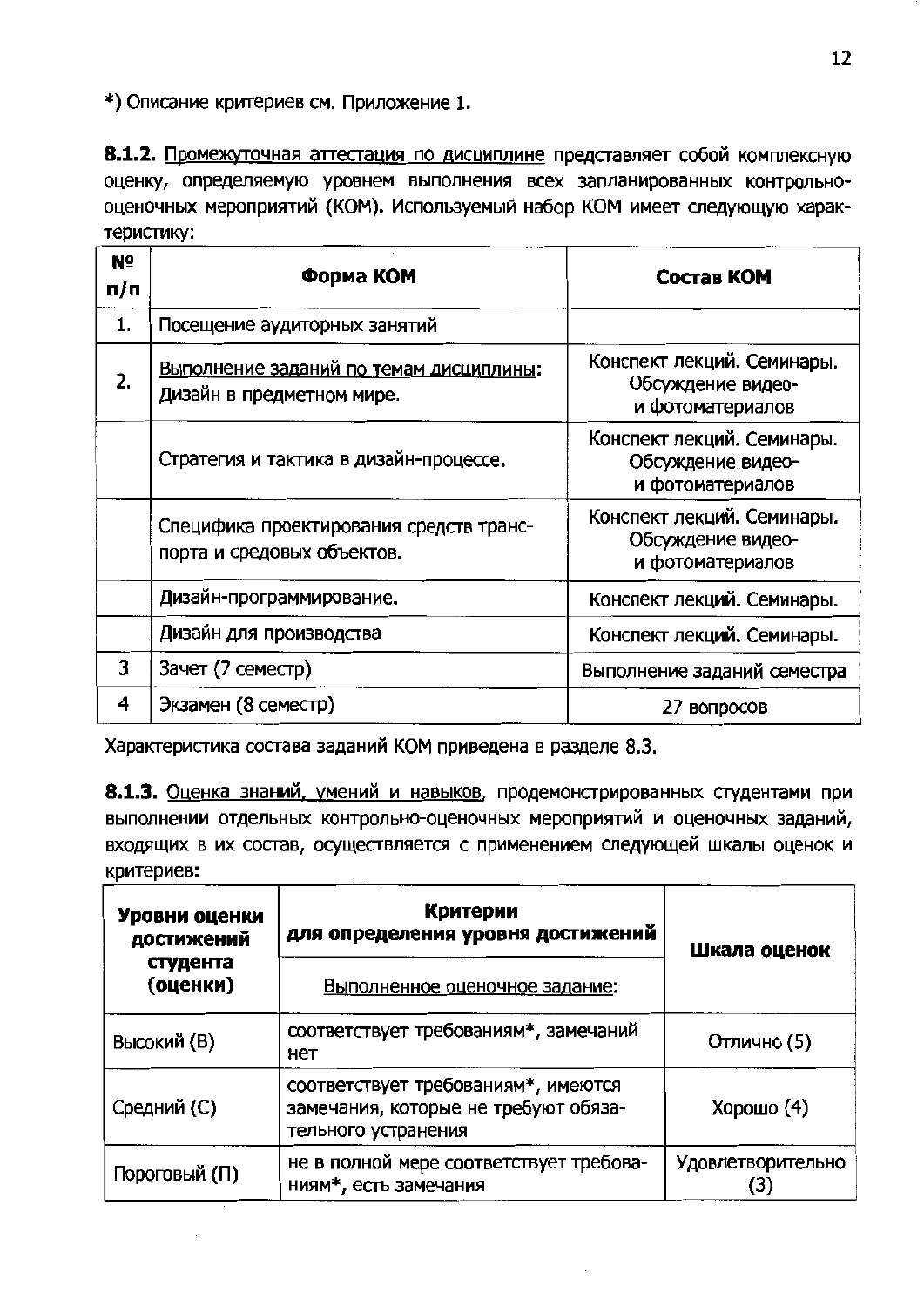*) Описание критериев см. Приложение 1.

**8.1.2.** Промежуточная аттестация по дисциплине представляет собой комплексную оценку, определяемую уровнем выполнения всех запланированных контрольно-оценочных мероприятий (КОМ). Используемый набор КОМ имеет следующую характеристику:

| № п/п | Форма КОМ | Состав КОМ |
|---|---|---|
| 1. | Посещение аудиторных занятий | |
| 2. | Выполнение заданий по темам дисциплины: Дизайн в предметном мире. | Конспект лекций. Семинары. Обсуждение видео- и фотоматериалов |
| | Стратегия и тактика в дизайн-процессе. | Конспект лекций. Семинары. Обсуждение видео- и фотоматериалов |
| | Специфика проектирования средств транспорта и средовых объектов. | Конспект лекций. Семинары. Обсуждение видео- и фотоматериалов |
| | Дизайн-программирование. | Конспект лекций. Семинары. |
| | Дизайн для производства | Конспект лекций. Семинары. |
| 3 | Зачет (7 семестр) | Выполнение заданий семестра |
| 4 | Экзамен (8 семестр) | 27 вопросов |

Характеристика состава заданий КОМ приведена в разделе 8.3.

**8.1.3.** Оценка знаний, умений и навыков, продемонстрированных студентами при выполнении отдельных контрольно-оценочных мероприятий и оценочных заданий, входящих в их состав, осуществляется с применением следующей шкалы оценок и критериев:

| Уровни оценки достижений студента (оценки) | Критерии для определения уровня достижений<br>Выполненное оценочное задание: | Шкала оценок |
|---|---|---|
| Высокий (В) | соответствует требованиям*, замечаний нет | Отлично (5) |
| Средний (С) | соответствует требованиям*, имеются замечания, которые не требуют обязательного устранения | Хорошо (4) |
| Пороговый (П) | не в полной мере соответствует требованиям*, есть замечания | Удовлетворительно (3) |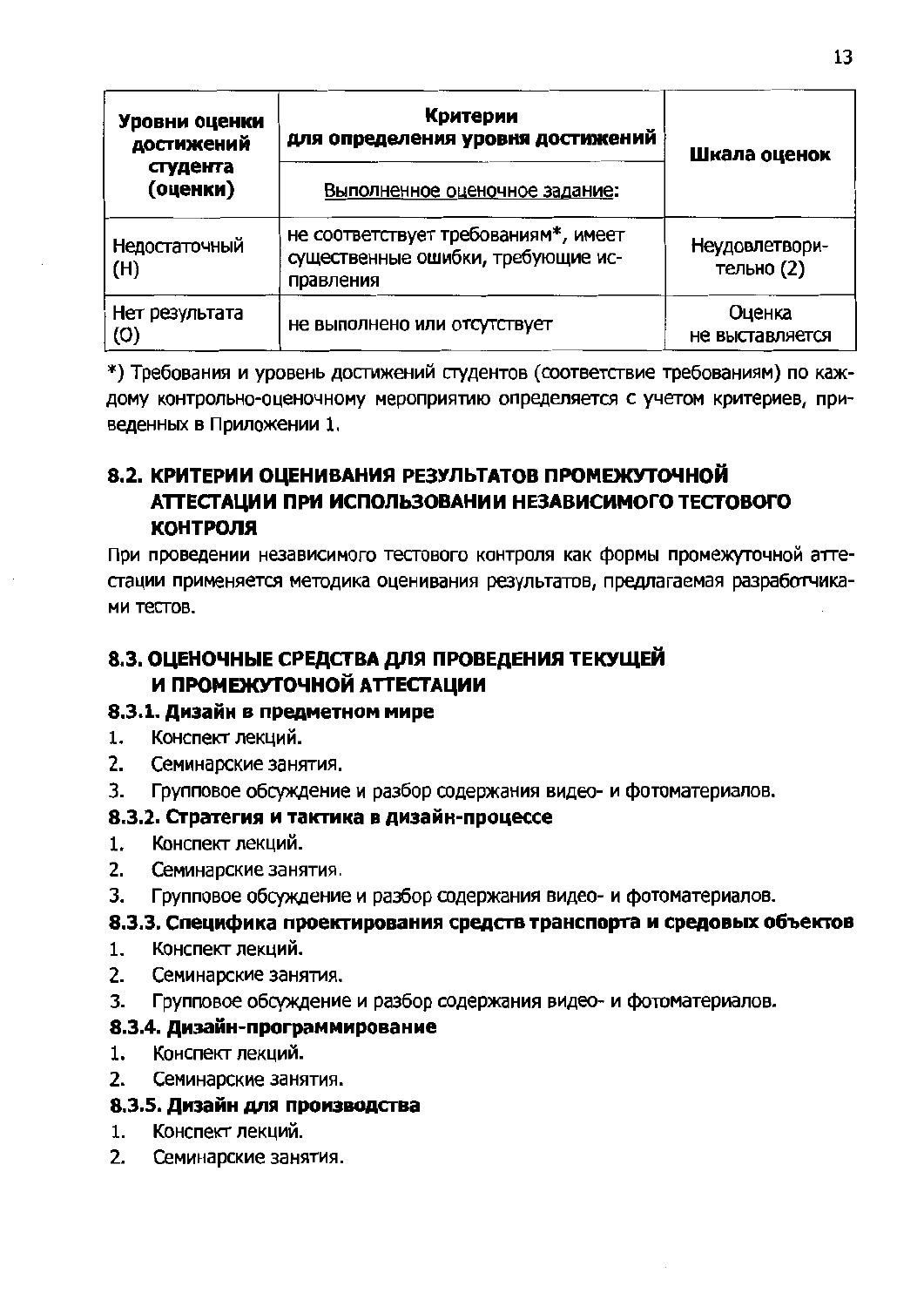| Уровни оценки достижений студента (оценки) | Критерии для определения уровня достижений | Шкала оценок |
|---|---|---|
| | Выполненное оценочное задание: | |
| Недостаточный (Н) | не соответствует требованиям*, имеет существенные ошибки, требующие исправления | Неудовлетворительно (2) |
| Нет результата (О) | не выполнено или отсутствует | Оценка не выставляется |

*) Требования и уровень достижений студентов (соответствие требованиям) по каждому контрольно-оценочному мероприятию определяется с учетом критериев, приведенных в Приложении 1.

## 8.2. КРИТЕРИИ ОЦЕНИВАНИЯ РЕЗУЛЬТАТОВ ПРОМЕЖУТОЧНОЙ АТТЕСТАЦИИ ПРИ ИСПОЛЬЗОВАНИИ НЕЗАВИСИМОГО ТЕСТОВОГО КОНТРОЛЯ

При проведении независимого тестового контроля как формы промежуточной аттестации применяется методика оценивания результатов, предлагаемая разработчиками тестов.

## 8.3. ОЦЕНОЧНЫЕ СРЕДСТВА ДЛЯ ПРОВЕДЕНИЯ ТЕКУЩЕЙ И ПРОМЕЖУТОЧНОЙ АТТЕСТАЦИИ

### 8.3.1. Дизайн в предметном мире

1. Конспект лекций.
2. Семинарские занятия.
3. Групповое обсуждение и разбор содержания видео- и фотоматериалов.

### 8.3.2. Стратегия и тактика в дизайн-процессе

1. Конспект лекций.
2. Семинарские занятия.
3. Групповое обсуждение и разбор содержания видео- и фотоматериалов.

### 8.3.3. Специфика проектирования средств транспорта и средовых объектов

1. Конспект лекций.
2. Семинарские занятия.
3. Групповое обсуждение и разбор содержания видео- и фотоматериалов.

### 8.3.4. Дизайн-программирование

1. Конспект лекций.
2. Семинарские занятия.

### 8.3.5. Дизайн для производства

1. Конспект лекций.
2. Семинарские занятия.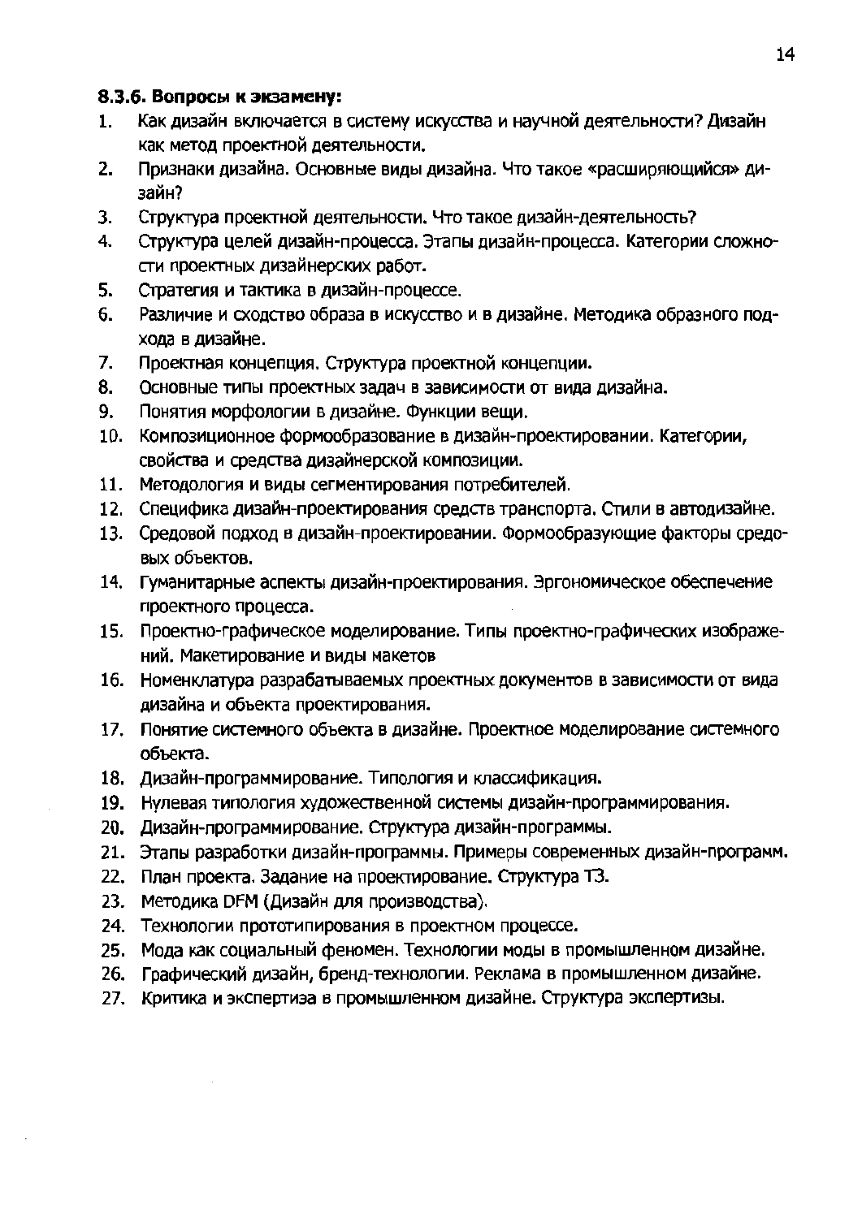**8.3.6. Вопросы к экзамену:**

1. Как дизайн включается в систему искусства и научной деятельности? Дизайн как метод проектной деятельности.
2. Признаки дизайна. Основные виды дизайна. Что такое «расширяющийся» дизайн?
3. Структура проектной деятельности. Что такое дизайн-деятельность?
4. Структура целей дизайн-процесса. Этапы дизайн-процесса. Категории сложности проектных дизайнерских работ.
5. Стратегия и тактика в дизайн-процессе.
6. Различие и сходство образа в искусство и в дизайне. Методика образного подхода в дизайне.
7. Проектная концепция. Структура проектной концепции.
8. Основные типы проектных задач в зависимости от вида дизайна.
9. Понятия морфологии в дизайне. Функции вещи.
10. Композиционное формообразование в дизайн-проектировании. Категории, свойства и средства дизайнерской композиции.
11. Методология и виды сегментирования потребителей.
12. Специфика дизайн-проектирования средств транспорта. Стили в автодизайне.
13. Средовой подход в дизайн-проектировании. Формообразующие факторы средовых объектов.
14. Гуманитарные аспекты дизайн-проектирования. Эргономическое обеспечение проектного процесса.
15. Проектно-графическое моделирование. Типы проектно-графических изображений. Макетирование и виды макетов
16. Номенклатура разрабатываемых проектных документов в зависимости от вида дизайна и объекта проектирования.
17. Понятие системного объекта в дизайне. Проектное моделирование системного объекта.
18. Дизайн-программирование. Типология и классификация.
19. Нулевая типология художественной системы дизайн-программирования.
20. Дизайн-программирование. Структура дизайн-программы.
21. Этапы разработки дизайн-программы. Примеры современных дизайн-программ.
22. План проекта. Задание на проектирование. Структура ТЗ.
23. Методика DFM (Дизайн для производства).
24. Технологии прототипирования в проектном процессе.
25. Мода как социальный феномен. Технологии моды в промышленном дизайне.
26. Графический дизайн, бренд-технологии. Реклама в промышленном дизайне.
27. Критика и экспертиза в промышленном дизайне. Структура экспертизы.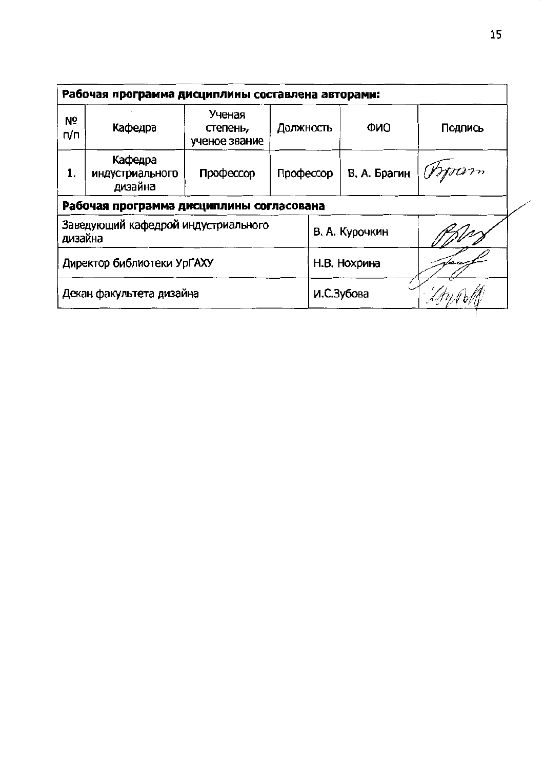| Рабочая программа дисциплины составлена авторами: | | | | | |
|---|---|---|---|---|---|
| № п/п | Кафедра | Ученая степень, ученое звание | Должность | ФИО | Подпись |
| 1. | Кафедра индустриального дизайна | Профессор | Профессор | В. А. Брагин | |

| Рабочая программа дисциплины согласована | | |
|---|---|---|
| Заведующий кафедрой индустриального дизайна | В. А. Курочкин | |
| Директор библиотеки УрГАХУ | Н.В. Нохрина | |
| Декан факультета дизайна | И.С.Зубова | |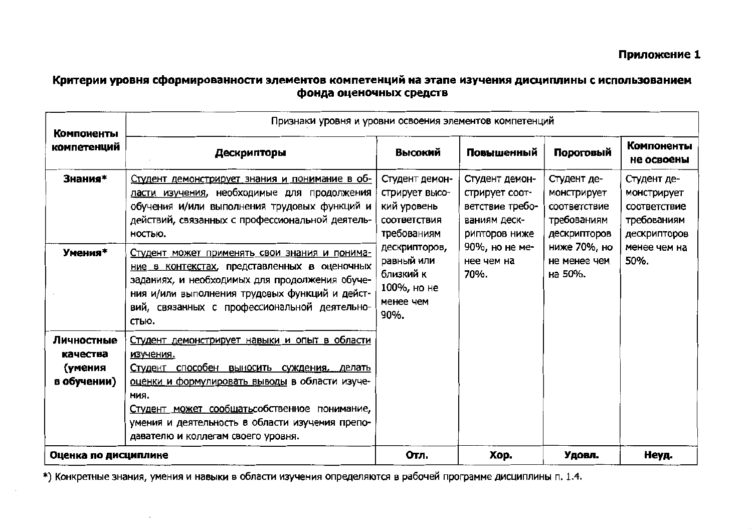**Приложение 1**

## Критерии уровня сформированности элементов компетенций на этапе изучения дисциплины с использованием фонда оценочных средств

| Компоненты компетенций | Признаки уровня и уровни освоения элементов компетенций | | | | |
|---|---|---|---|---|---|
| | **Дескрипторы** | **Высокий** | **Повышенный** | **Пороговый** | **Компоненты не освоены** |
| **Знания*** | Студент демонстрирует знания и понимание в области изучения, необходимые для продолжения обучения и/или выполнения трудовых функций и действий, связанных с профессиональной деятельностью. | Студент демонстрирует высокий уровень соответствия требованиям дескрипторов, равный или близкий к 100%, но не менее чем 90%. | Студент демонстрирует соответствие требованиям дескрипторов ниже 90%, но не менее чем на 70%. | Студент демонстрирует соответствие требованиям дескрипторов ниже 70%, но не менее чем на 50%. | Студент демонстрирует соответствие требованиям дескрипторов менее чем на 50%. |
| **Умения*** | Студент может применять свои знания и понимание в контекстах, представленных в оценочных заданиях, и необходимых для продолжения обучения и/или выполнения трудовых функций и действий, связанных с профессиональной деятельностью. | | | | |
| **Личностные качества (умения в обучении)** | Студент демонстрирует навыки и опыт в области изучения. Студент способен выносить суждения, делать оценки и формулировать выводы в области изучения. Студент может сообщатьсобственное понимание, умения и деятельность в области изучения преподавателю и коллегам своего уровня. | | | | |
| **Оценка по дисциплине** | | **Отл.** | **Хор.** | **Удовл.** | **Неуд.** |

*) Конкретные знания, умения и навыки в области изучения определяются в рабочей программе дисциплины п. 1.4.